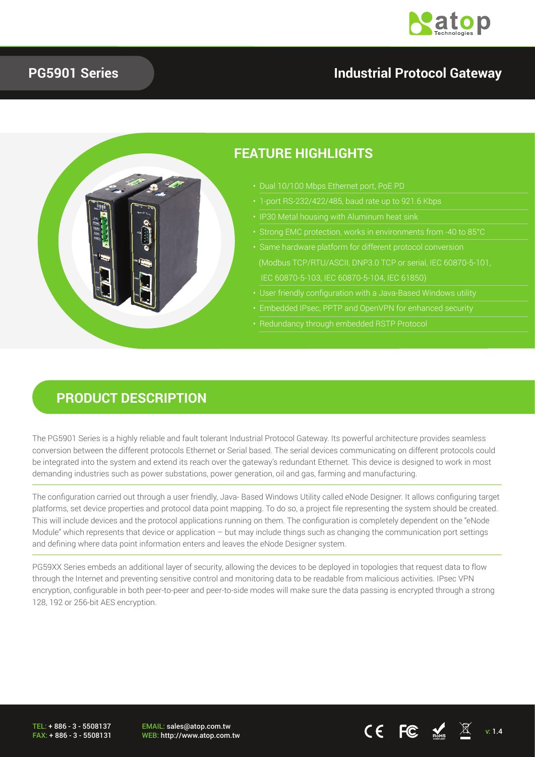# PG5901 Series

## Industrial Protocol Gateway

## FEATURE HIGHLIGHTS

- Dual 10/100 Mbps Ethernet port, PoE PD
- 1-port RS-232/422/485, baud rate up to 921.6 Kbps
- IP30 Metal housing with Aluminum heat sink
- Strong EMC protection, works in environments from -40 to 85°C
- Same hardware platform for different protocol conversion (Modbus TCP/RTU/ASCII, DNP3.0 TCP or serial, IEC 60870-5-101, IEC 60870-5-103, IEC 60870-5-104, IEC 61850)
- User friendly configuration with a Java-Based Windows utility
- Embedded IPsec, PPTP and OpenVPN for enhanced security
- Redundancy through embedded RSTP Protocol

## PRODUCT DESCRIPTION

The PG5901 Series is a highly reliable and fault tolerant Industrial Protocol Gateway. Its powerful architecture provides seamless conversion between the different protocols Ethernet or Serial based. The serial devices communicating on different protocols could be integrated into the system and extend its reach over the gateway's redundant Ethernet. This device is designed to work in most demanding industries such as power substations, power generation, oil and gas, farming and manufacturing.

The configuration carried out through a user friendly, Java- Based Windows Utility called eNode Designer. It allows configuring target platforms, set device properties and protocol data point mapping. To do so, a project file representing the system should be created. This will include devices and the protocol applications running on them. The configuration is completely dependent on the "eNode Module" which represents that device or application – but may include things such as changing the communication port settings and defining where data point information enters and leaves the eNode Designer system.

PG59XX Series embeds an additional layer of security, allowing the devices to be deployed in topologies that request data to flow through the Internet and preventing sensitive control and monitoring data to be readable from malicious activities. IPsec VPN encryption, configurable in both peer-to-peer and peer-to-side modes will make sure the data passing is encrypted through a strong 128, 192 or 256-bit AES encryption.

TEL: + 886 - 3 - 5508137
FAX: + 886 - 3 - 5508131

EMAIL: sales@atop.com.tw
WEB: http://www.atop.com.tw

v: 1.4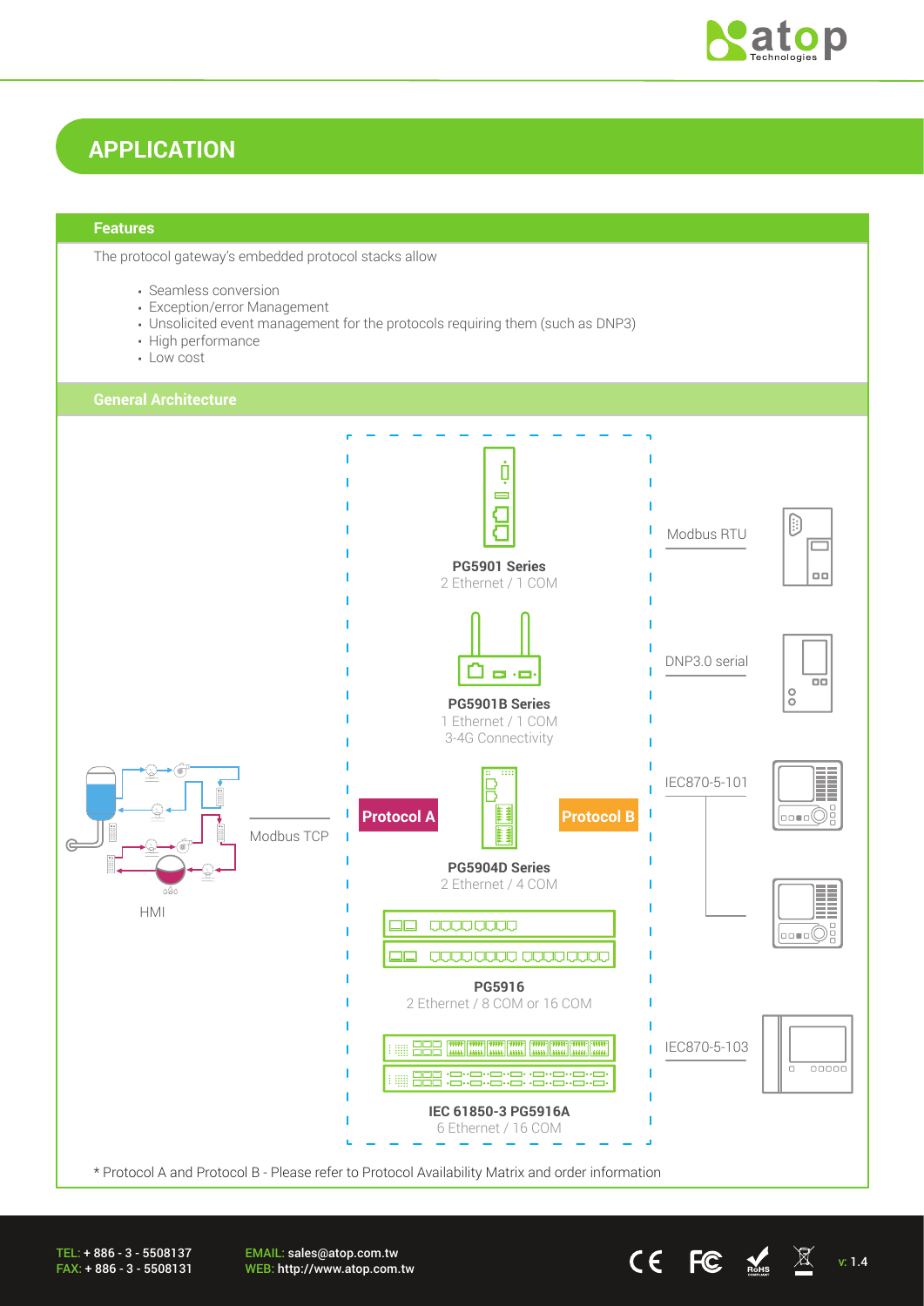# APPLICATION

## Features

The protocol gateway's embedded protocol stacks allow

- Seamless conversion
- Exception/error Management
- Unsolicited event management for the protocols requiring them (such as DNP3)
- High performance
- Low cost

## General Architecture

HMI

Modbus TCP

Protocol A

Protocol B

**PG5901 Series**
2 Ethernet / 1 COM

**PG5901B Series**
1 Ethernet / 1 COM
3-4G Connectivity

**PG5904D Series**
2 Ethernet / 4 COM

**PG5916**
2 Ethernet / 8 COM or 16 COM

**IEC 61850-3 PG5916A**
6 Ethernet / 16 COM

Modbus RTU

DNP3.0 serial

IEC870-5-101

IEC870-5-103

* Protocol A and Protocol B - Please refer to Protocol Availability Matrix and order information

TEL: + 886 - 3 - 5508137
FAX: + 886 - 3 - 5508131

EMAIL: sales@atop.com.tw
WEB: http://www.atop.com.tw

v: 1.4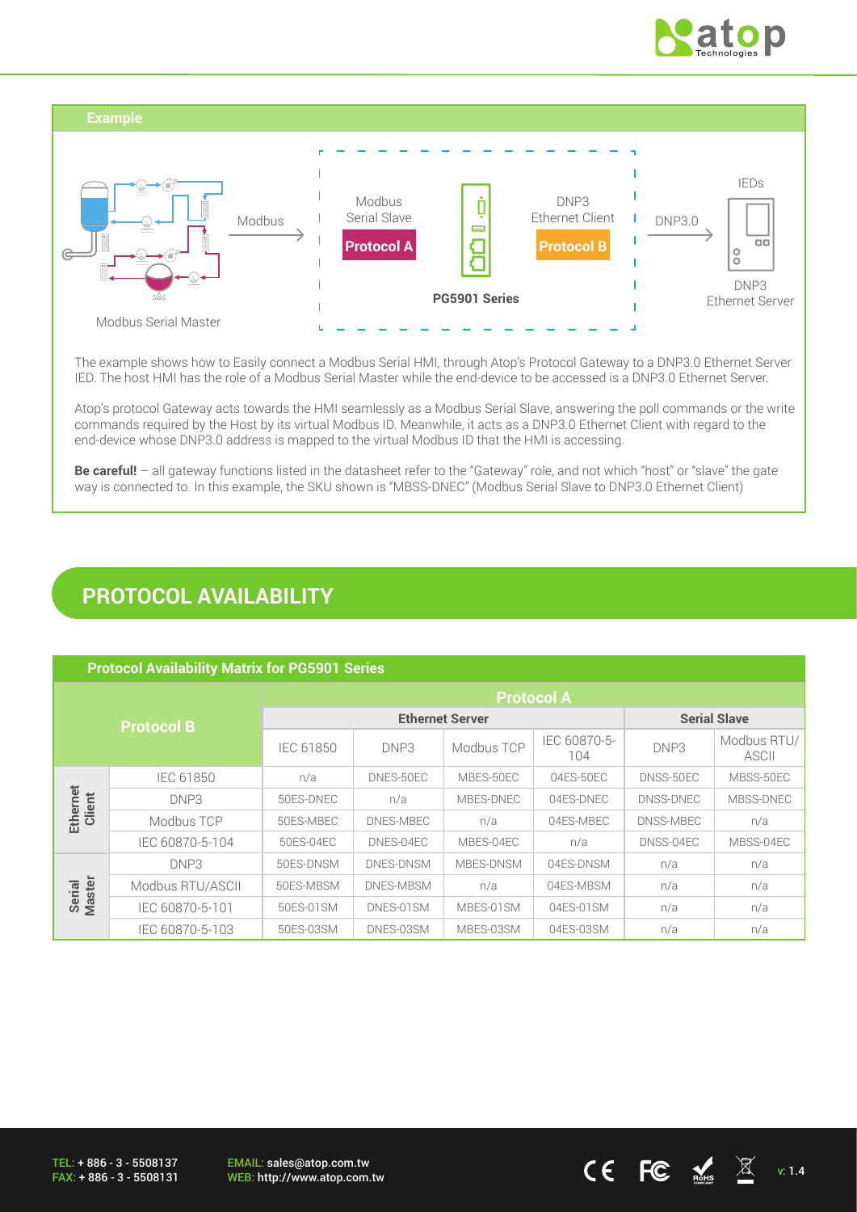## Example

Modbus Serial Master → Modbus → Modbus Serial Slave (Protocol A) — PG5901 Series — DNP3 Ethernet Client (Protocol B) → DNP3.0 → IEDs (DNP3 Ethernet Server)

The example shows how to Easily connect a Modbus Serial HMI, through Atop's Protocol Gateway to a DNP3.0 Ethernet Server IED. The host HMI has the role of a Modbus Serial Master while the end-device to be accessed is a DNP3.0 Ethernet Server.

Atop's protocol Gateway acts towards the HMI seamlessly as a Modbus Serial Slave, answering the poll commands or the write commands required by the Host by its virtual Modbus ID. Meanwhile, it acts as a DNP3.0 Ethernet Client with regard to the end-device whose DNP3.0 address is mapped to the virtual Modbus ID that the HMI is accessing.

**Be careful!** – all gateway functions listed in the datasheet refer to the "Gateway" role, and not which "host" or "slave" the gate way is connected to. In this example, the SKU shown is "MBSS-DNEC" (Modbus Serial Slave to DNP3.0 Ethernet Client)

# PROTOCOL AVAILABILITY

**Protocol Availability Matrix for PG5901 Series**

| Protocol B | | Protocol A | | | | | |
|---|---|---|---|---|---|---|---|
| | | Ethernet Server | | | | Serial Slave | |
| | | IEC 61850 | DNP3 | Modbus TCP | IEC 60870-5-104 | DNP3 | Modbus RTU/ ASCII |
| Ethernet Client | IEC 61850 | n/a | DNES-50EC | MBES-50EC | 04ES-50EC | DNSS-50EC | MBSS-50EC |
| | DNP3 | 50ES-DNEC | n/a | MBES-DNEC | 04ES-DNEC | DNSS-DNEC | MBSS-DNEC |
| | Modbus TCP | 50ES-MBEC | DNES-MBEC | n/a | 04ES-MBEC | DNSS-MBEC | n/a |
| | IEC 60870-5-104 | 50ES-04EC | DNES-04EC | MBES-04EC | n/a | DNSS-04EC | MBSS-04EC |
| Serial Master | DNP3 | 50ES-DNSM | DNES-DNSM | MBES-DNSM | 04ES-DNSM | n/a | n/a |
| | Modbus RTU/ASCII | 50ES-MBSM | DNES-MBSM | n/a | 04ES-MBSM | n/a | n/a |
| | IEC 60870-5-101 | 50ES-01SM | DNES-01SM | MBES-01SM | 04ES-01SM | n/a | n/a |
| | IEC 60870-5-103 | 50ES-03SM | DNES-03SM | MBES-03SM | 04ES-03SM | n/a | n/a |

TEL: + 886 - 3 - 5508137
FAX: + 886 - 3 - 5508131
EMAIL: sales@atop.com.tw
WEB: http://www.atop.com.tw
v: 1.4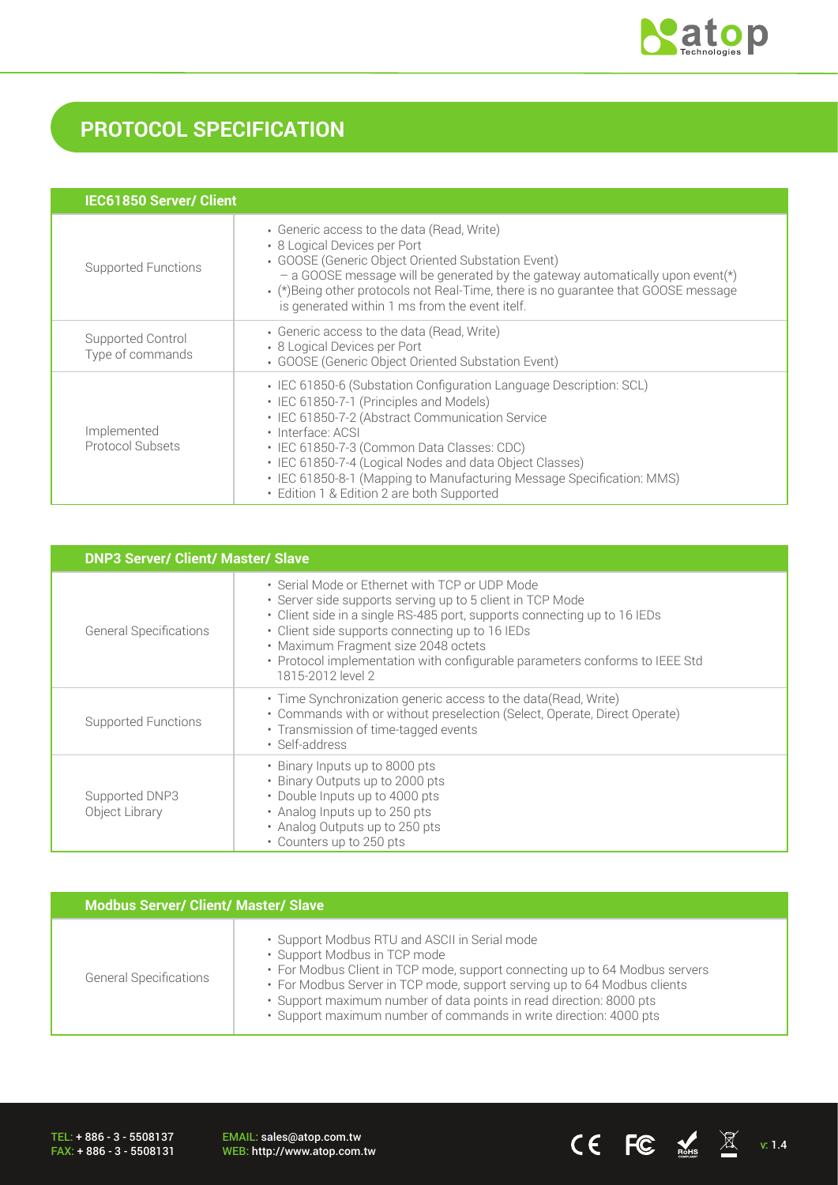# PROTOCOL SPECIFICATION

| IEC61850 Server/ Client | |
|---|---|
| Supported Functions | • Generic access to the data (Read, Write)<br>• 8 Logical Devices per Port<br>• GOOSE (Generic Object Oriented Substation Event)<br>– a GOOSE message will be generated by the gateway automatically upon event(*)<br>• (*)Being other protocols not Real-Time, there is no guarantee that GOOSE message is generated within 1 ms from the event itelf. |
| Supported Control Type of commands | • Generic access to the data (Read, Write)<br>• 8 Logical Devices per Port<br>• GOOSE (Generic Object Oriented Substation Event) |
| Implemented Protocol Subsets | • IEC 61850-6 (Substation Configuration Language Description: SCL)<br>• IEC 61850-7-1 (Principles and Models)<br>• IEC 61850-7-2 (Abstract Communication Service<br>• Interface: ACSI<br>• IEC 61850-7-3 (Common Data Classes: CDC)<br>• IEC 61850-7-4 (Logical Nodes and data Object Classes)<br>• IEC 61850-8-1 (Mapping to Manufacturing Message Specification: MMS)<br>• Edition 1 & Edition 2 are both Supported |

| DNP3 Server/ Client/ Master/ Slave | |
|---|---|
| General Specifications | • Serial Mode or Ethernet with TCP or UDP Mode<br>• Server side supports serving up to 5 client in TCP Mode<br>• Client side in a single RS-485 port, supports connecting up to 16 IEDs<br>• Client side supports connecting up to 16 IEDs<br>• Maximum Fragment size 2048 octets<br>• Protocol implementation with configurable parameters conforms to IEEE Std 1815-2012 level 2 |
| Supported Functions | • Time Synchronization generic access to the data(Read, Write)<br>• Commands with or without preselection (Select, Operate, Direct Operate)<br>• Transmission of time-tagged events<br>• Self-address |
| Supported DNP3 Object Library | • Binary Inputs up to 8000 pts<br>• Binary Outputs up to 2000 pts<br>• Double Inputs up to 4000 pts<br>• Analog Inputs up to 250 pts<br>• Analog Outputs up to 250 pts<br>• Counters up to 250 pts |

| Modbus Server/ Client/ Master/ Slave | |
|---|---|
| General Specifications | • Support Modbus RTU and ASCII in Serial mode<br>• Support Modbus in TCP mode<br>• For Modbus Client in TCP mode, support connecting up to 64 Modbus servers<br>• For Modbus Server in TCP mode, support serving up to 64 Modbus clients<br>• Support maximum number of data points in read direction: 8000 pts<br>• Support maximum number of commands in write direction: 4000 pts |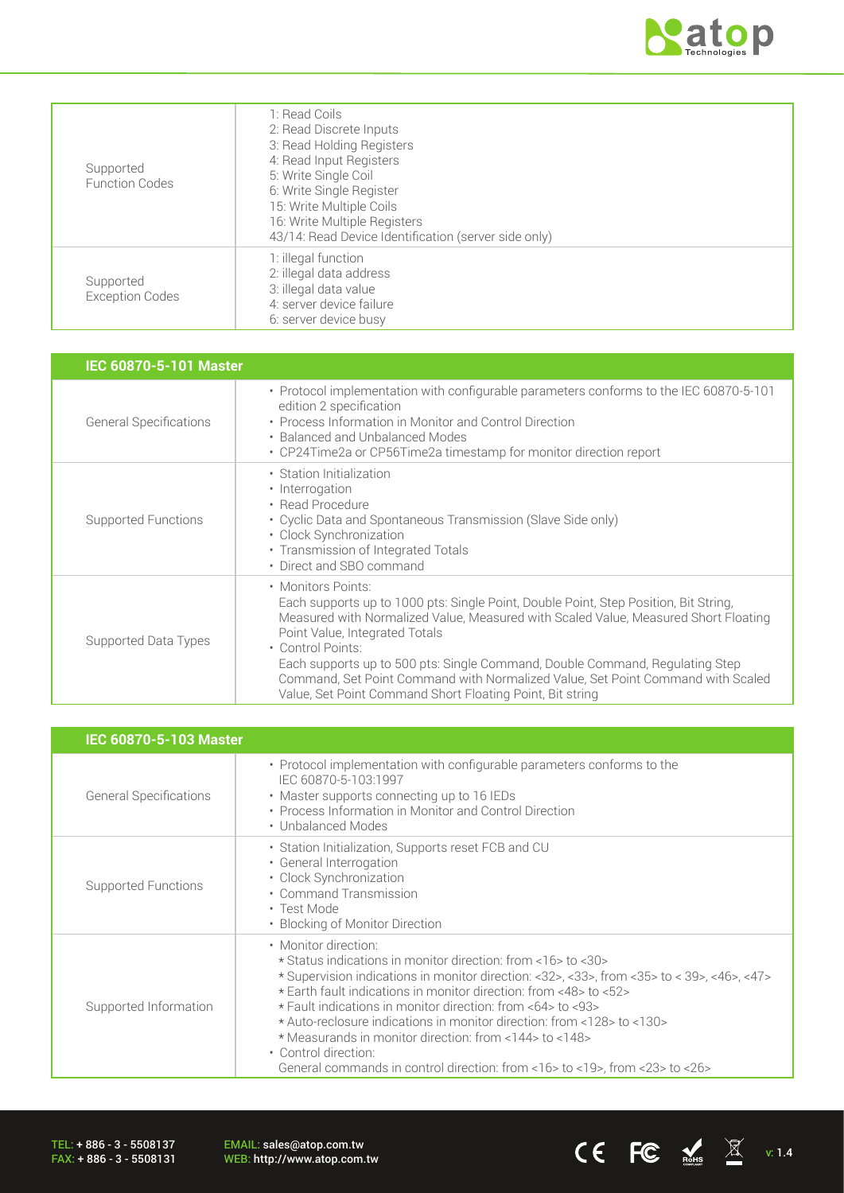| | |
|---|---|
| Supported Function Codes | 1: Read Coils<br>2: Read Discrete Inputs<br>3: Read Holding Registers<br>4: Read Input Registers<br>5: Write Single Coil<br>6: Write Single Register<br>15: Write Multiple Coils<br>16: Write Multiple Registers<br>43/14: Read Device Identification (server side only) |
| Supported Exception Codes | 1: illegal function<br>2: illegal data address<br>3: illegal data value<br>4: server device failure<br>6: server device busy |

| **IEC 60870-5-101 Master** | |
|---|---|
| General Specifications | • Protocol implementation with configurable parameters conforms to the IEC 60870-5-101 edition 2 specification<br>• Process Information in Monitor and Control Direction<br>• Balanced and Unbalanced Modes<br>• CP24Time2a or CP56Time2a timestamp for monitor direction report |
| Supported Functions | • Station Initialization<br>• Interrogation<br>• Read Procedure<br>• Cyclic Data and Spontaneous Transmission (Slave Side only)<br>• Clock Synchronization<br>• Transmission of Integrated Totals<br>• Direct and SBO command |
| Supported Data Types | • Monitors Points:<br>Each supports up to 1000 pts: Single Point, Double Point, Step Position, Bit String, Measured with Normalized Value, Measured with Scaled Value, Measured Short Floating Point Value, Integrated Totals<br>• Control Points:<br>Each supports up to 500 pts: Single Command, Double Command, Regulating Step Command, Set Point Command with Normalized Value, Set Point Command with Scaled Value, Set Point Command Short Floating Point, Bit string |

| **IEC 60870-5-103 Master** | |
|---|---|
| General Specifications | • Protocol implementation with configurable parameters conforms to the IEC 60870-5-103:1997<br>• Master supports connecting up to 16 IEDs<br>• Process Information in Monitor and Control Direction<br>• Unbalanced Modes |
| Supported Functions | • Station Initialization, Supports reset FCB and CU<br>• General Interrogation<br>• Clock Synchronization<br>• Command Transmission<br>• Test Mode<br>• Blocking of Monitor Direction |
| Supported Information | • Monitor direction:<br>* Status indications in monitor direction: from <16> to <30><br>* Supervision indications in monitor direction: <32>, <33>, from <35> to < 39>, <46>, <47><br>* Earth fault indications in monitor direction: from <48> to <52><br>* Fault indications in monitor direction: from <64> to <93><br>* Auto-reclosure indications in monitor direction: from <128> to <130><br>* Measurands in monitor direction: from <144> to <148><br>• Control direction:<br>General commands in control direction: from <16> to <19>, from <23> to <26> |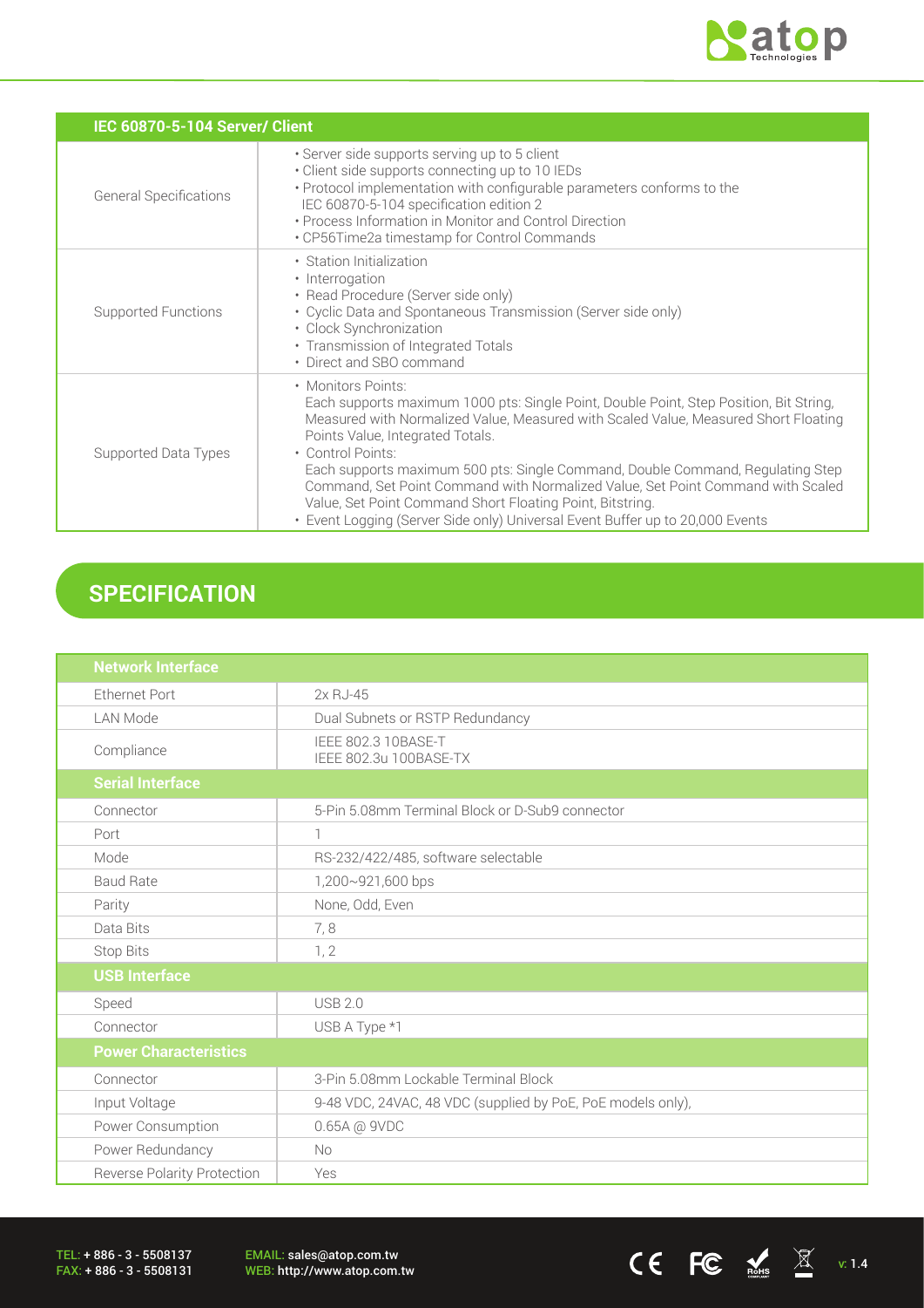| IEC 60870-5-104 Server/ Client | |
|---|---|
| General Specifications | • Server side supports serving up to 5 client<br>• Client side supports connecting up to 10 IEDs<br>• Protocol implementation with configurable parameters conforms to the IEC 60870-5-104 specification edition 2<br>• Process Information in Monitor and Control Direction<br>• CP56Time2a timestamp for Control Commands |
| Supported Functions | • Station Initialization<br>• Interrogation<br>• Read Procedure (Server side only)<br>• Cyclic Data and Spontaneous Transmission (Server side only)<br>• Clock Synchronization<br>• Transmission of Integrated Totals<br>• Direct and SBO command |
| Supported Data Types | • Monitors Points:<br>Each supports maximum 1000 pts: Single Point, Double Point, Step Position, Bit String, Measured with Normalized Value, Measured with Scaled Value, Measured Short Floating Points Value, Integrated Totals.<br>• Control Points:<br>Each supports maximum 500 pts: Single Command, Double Command, Regulating Step Command, Set Point Command with Normalized Value, Set Point Command with Scaled Value, Set Point Command Short Floating Point, Bitstring.<br>• Event Logging (Server Side only) Universal Event Buffer up to 20,000 Events |

## SPECIFICATION

| Network Interface | |
|---|---|
| Ethernet Port | 2x RJ-45 |
| LAN Mode | Dual Subnets or RSTP Redundancy |
| Compliance | IEEE 802.3 10BASE-T<br>IEEE 802.3u 100BASE-TX |
| **Serial Interface** | |
| Connector | 5-Pin 5.08mm Terminal Block or D-Sub9 connector |
| Port | 1 |
| Mode | RS-232/422/485, software selectable |
| Baud Rate | 1,200~921,600 bps |
| Parity | None, Odd, Even |
| Data Bits | 7, 8 |
| Stop Bits | 1, 2 |
| **USB Interface** | |
| Speed | USB 2.0 |
| Connector | USB A Type *1 |
| **Power Characteristics** | |
| Connector | 3-Pin 5.08mm Lockable Terminal Block |
| Input Voltage | 9-48 VDC, 24VAC, 48 VDC (supplied by PoE, PoE models only), |
| Power Consumption | 0.65A @ 9VDC |
| Power Redundancy | No |
| Reverse Polarity Protection | Yes |

TEL: + 886 - 3 - 5508137
FAX: + 886 - 3 - 5508131

EMAIL: sales@atop.com.tw
WEB: http://www.atop.com.tw

v: 1.4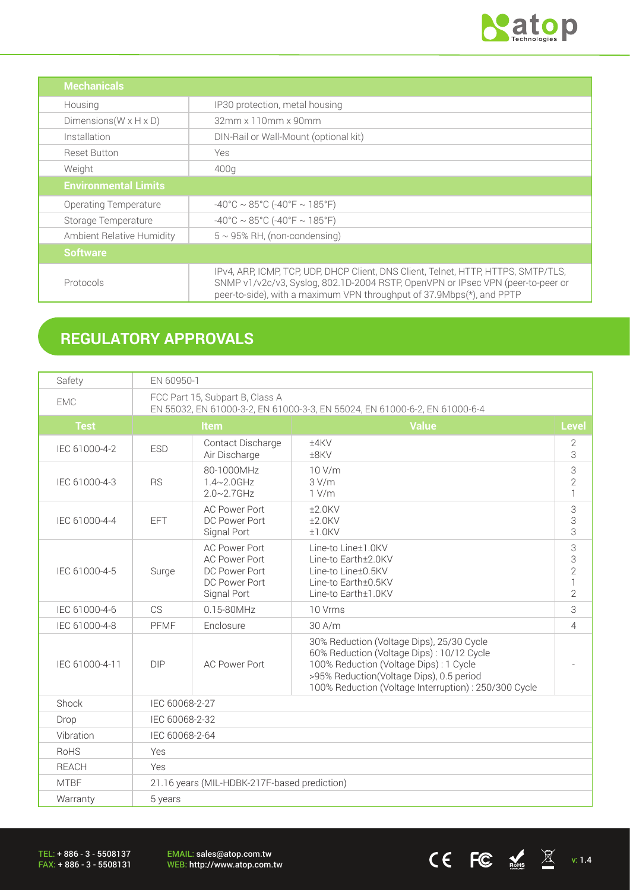| Mechanicals | |
|---|---|
| Housing | IP30 protection, metal housing |
| Dimensions(W x H x D) | 32mm x 110mm x 90mm |
| Installation | DIN-Rail or Wall-Mount (optional kit) |
| Reset Button | Yes |
| Weight | 400g |
| **Environmental Limits** | |
| Operating Temperature | -40°C ~ 85°C (-40°F ~ 185°F) |
| Storage Temperature | -40°C ~ 85°C (-40°F ~ 185°F) |
| Ambient Relative Humidity | 5 ~ 95% RH, (non-condensing) |
| **Software** | |
| Protocols | IPv4, ARP, ICMP, TCP, UDP, DHCP Client, DNS Client, Telnet, HTTP, HTTPS, SMTP/TLS, SNMP v1/v2c/v3, Syslog, 802.1D-2004 RSTP, OpenVPN or IPsec VPN (peer-to-peer or peer-to-side), with a maximum VPN throughput of 37.9Mbps(*), and PPTP |

## REGULATORY APPROVALS

| Safety | EN 60950-1 | | | |
|---|---|---|---|---|
| EMC | FCC Part 15, Subpart B, Class A<br>EN 55032, EN 61000-3-2, EN 61000-3-3, EN 55024, EN 61000-6-2, EN 61000-6-4 | | | |
| **Test** | **Item** | | **Value** | **Level** |
| IEC 61000-4-2 | ESD | Contact Discharge<br>Air Discharge | ±4KV<br>±8KV | 2<br>3 |
| IEC 61000-4-3 | RS | 80-1000MHz<br>1.4~2.0GHz<br>2.0~2.7GHz | 10 V/m<br>3 V/m<br>1 V/m | 3<br>2<br>1 |
| IEC 61000-4-4 | EFT | AC Power Port<br>DC Power Port<br>Signal Port | ±2.0KV<br>±2.0KV<br>±1.0KV | 3<br>3<br>3 |
| IEC 61000-4-5 | Surge | AC Power Port<br>AC Power Port<br>DC Power Port<br>DC Power Port<br>Signal Port | Line-to Line±1.0KV<br>Line-to Earth±2.0KV<br>Line-to Line±0.5KV<br>Line-to Earth±0.5KV<br>Line-to Earth±1.0KV | 3<br>3<br>2<br>1<br>2 |
| IEC 61000-4-6 | CS | 0.15-80MHz | 10 Vrms | 3 |
| IEC 61000-4-8 | PFMF | Enclosure | 30 A/m | 4 |
| IEC 61000-4-11 | DIP | AC Power Port | 30% Reduction (Voltage Dips), 25/30 Cycle<br>60% Reduction (Voltage Dips) : 10/12 Cycle<br>100% Reduction (Voltage Dips) : 1 Cycle<br>>95% Reduction(Voltage Dips), 0.5 period<br>100% Reduction (Voltage Interruption) : 250/300 Cycle | - |
| Shock | IEC 60068-2-27 | | | |
| Drop | IEC 60068-2-32 | | | |
| Vibration | IEC 60068-2-64 | | | |
| RoHS | Yes | | | |
| REACH | Yes | | | |
| MTBF | 21.16 years (MIL-HDBK-217F-based prediction) | | | |
| Warranty | 5 years | | | |

TEL: + 886 - 3 - 5508137
FAX: + 886 - 3 - 5508131

EMAIL: sales@atop.com.tw
WEB: http://www.atop.com.tw

v: 1.4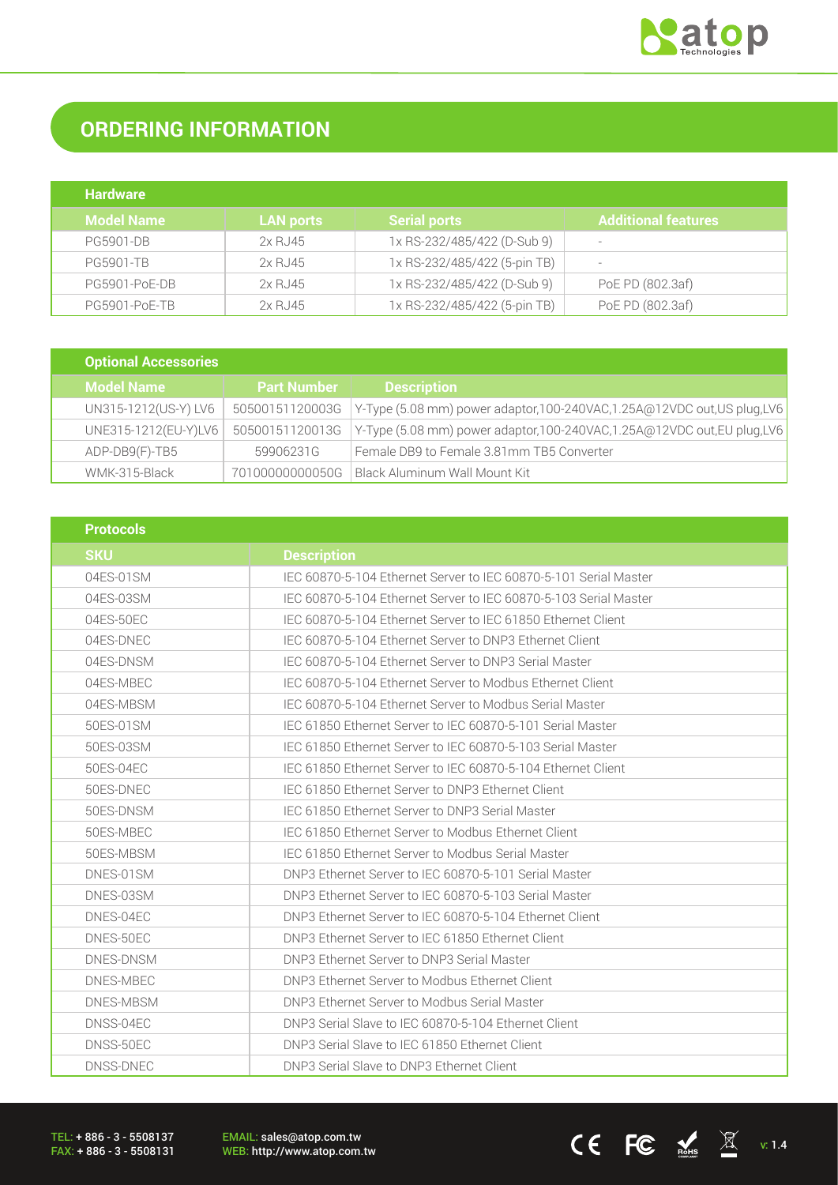# ORDERING INFORMATION

## Hardware

| Model Name | LAN ports | Serial ports | Additional features |
|---|---|---|---|
| PG5901-DB | 2x RJ45 | 1x RS-232/485/422 (D-Sub 9) | - |
| PG5901-TB | 2x RJ45 | 1x RS-232/485/422 (5-pin TB) | - |
| PG5901-PoE-DB | 2x RJ45 | 1x RS-232/485/422 (D-Sub 9) | PoE PD (802.3af) |
| PG5901-PoE-TB | 2x RJ45 | 1x RS-232/485/422 (5-pin TB) | PoE PD (802.3af) |

## Optional Accessories

| Model Name | Part Number | Description |
|---|---|---|
| UN315-1212(US-Y) LV6 | 50500151120003G | Y-Type (5.08 mm) power adaptor,100-240VAC,1.25A@12VDC out,US plug,LV6 |
| UNE315-1212(EU-Y)LV6 | 50500151120013G | Y-Type (5.08 mm) power adaptor,100-240VAC,1.25A@12VDC out,EU plug,LV6 |
| ADP-DB9(F)-TB5 | 59906231G | Female DB9 to Female 3.81mm TB5 Converter |
| WMK-315-Black | 70100000000050G | Black Aluminum Wall Mount Kit |

## Protocols

| SKU | Description |
|---|---|
| 04ES-01SM | IEC 60870-5-104 Ethernet Server to IEC 60870-5-101 Serial Master |
| 04ES-03SM | IEC 60870-5-104 Ethernet Server to IEC 60870-5-103 Serial Master |
| 04ES-50EC | IEC 60870-5-104 Ethernet Server to IEC 61850 Ethernet Client |
| 04ES-DNEC | IEC 60870-5-104 Ethernet Server to DNP3 Ethernet Client |
| 04ES-DNSM | IEC 60870-5-104 Ethernet Server to DNP3 Serial Master |
| 04ES-MBEC | IEC 60870-5-104 Ethernet Server to Modbus Ethernet Client |
| 04ES-MBSM | IEC 60870-5-104 Ethernet Server to Modbus Serial Master |
| 50ES-01SM | IEC 61850 Ethernet Server to IEC 60870-5-101 Serial Master |
| 50ES-03SM | IEC 61850 Ethernet Server to IEC 60870-5-103 Serial Master |
| 50ES-04EC | IEC 61850 Ethernet Server to IEC 60870-5-104 Ethernet Client |
| 50ES-DNEC | IEC 61850 Ethernet Server to DNP3 Ethernet Client |
| 50ES-DNSM | IEC 61850 Ethernet Server to DNP3 Serial Master |
| 50ES-MBEC | IEC 61850 Ethernet Server to Modbus Ethernet Client |
| 50ES-MBSM | IEC 61850 Ethernet Server to Modbus Serial Master |
| DNES-01SM | DNP3 Ethernet Server to IEC 60870-5-101 Serial Master |
| DNES-03SM | DNP3 Ethernet Server to IEC 60870-5-103 Serial Master |
| DNES-04EC | DNP3 Ethernet Server to IEC 60870-5-104 Ethernet Client |
| DNES-50EC | DNP3 Ethernet Server to IEC 61850 Ethernet Client |
| DNES-DNSM | DNP3 Ethernet Server to DNP3 Serial Master |
| DNES-MBEC | DNP3 Ethernet Server to Modbus Ethernet Client |
| DNES-MBSM | DNP3 Ethernet Server to Modbus Serial Master |
| DNSS-04EC | DNP3 Serial Slave to IEC 60870-5-104 Ethernet Client |
| DNSS-50EC | DNP3 Serial Slave to IEC 61850 Ethernet Client |
| DNSS-DNEC | DNP3 Serial Slave to DNP3 Ethernet Client |

TEL: + 886 - 3 - 5508137
FAX: + 886 - 3 - 5508131

EMAIL: sales@atop.com.tw
WEB: http://www.atop.com.tw

v: 1.4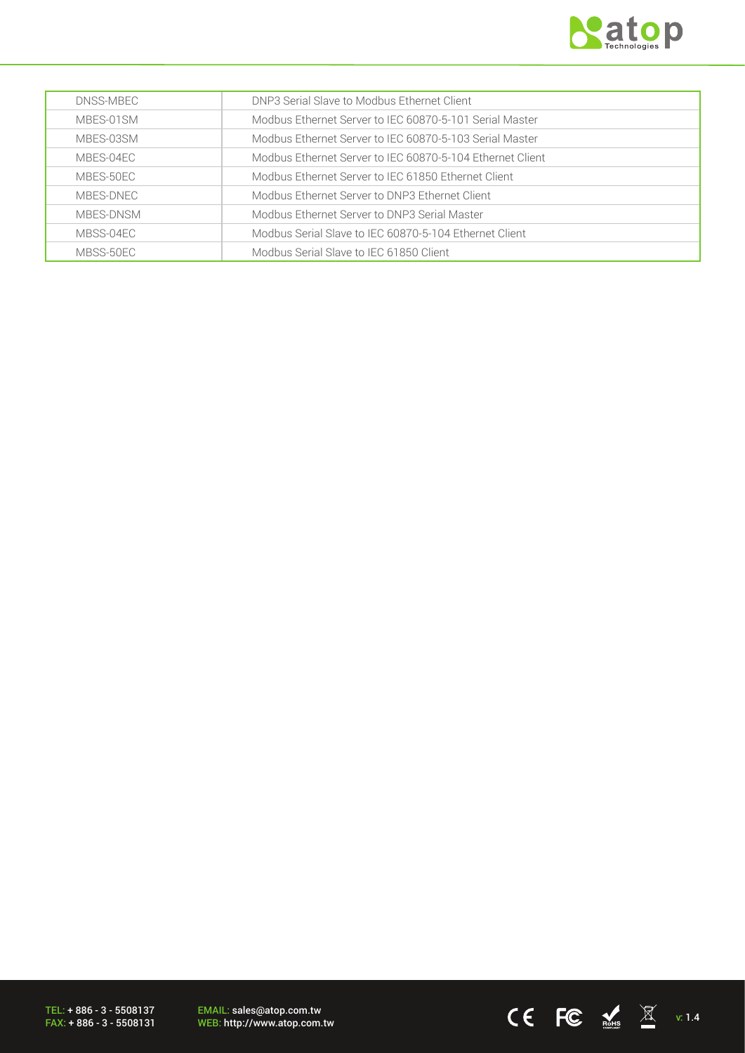| | |
|---|---|
| DNSS-MBEC | DNP3 Serial Slave to Modbus Ethernet Client |
| MBES-01SM | Modbus Ethernet Server to IEC 60870-5-101 Serial Master |
| MBES-03SM | Modbus Ethernet Server to IEC 60870-5-103 Serial Master |
| MBES-04EC | Modbus Ethernet Server to IEC 60870-5-104 Ethernet Client |
| MBES-50EC | Modbus Ethernet Server to IEC 61850 Ethernet Client |
| MBES-DNEC | Modbus Ethernet Server to DNP3 Ethernet Client |
| MBES-DNSM | Modbus Ethernet Server to DNP3 Serial Master |
| MBSS-04EC | Modbus Serial Slave to IEC 60870-5-104 Ethernet Client |
| MBSS-50EC | Modbus Serial Slave to IEC 61850 Client |